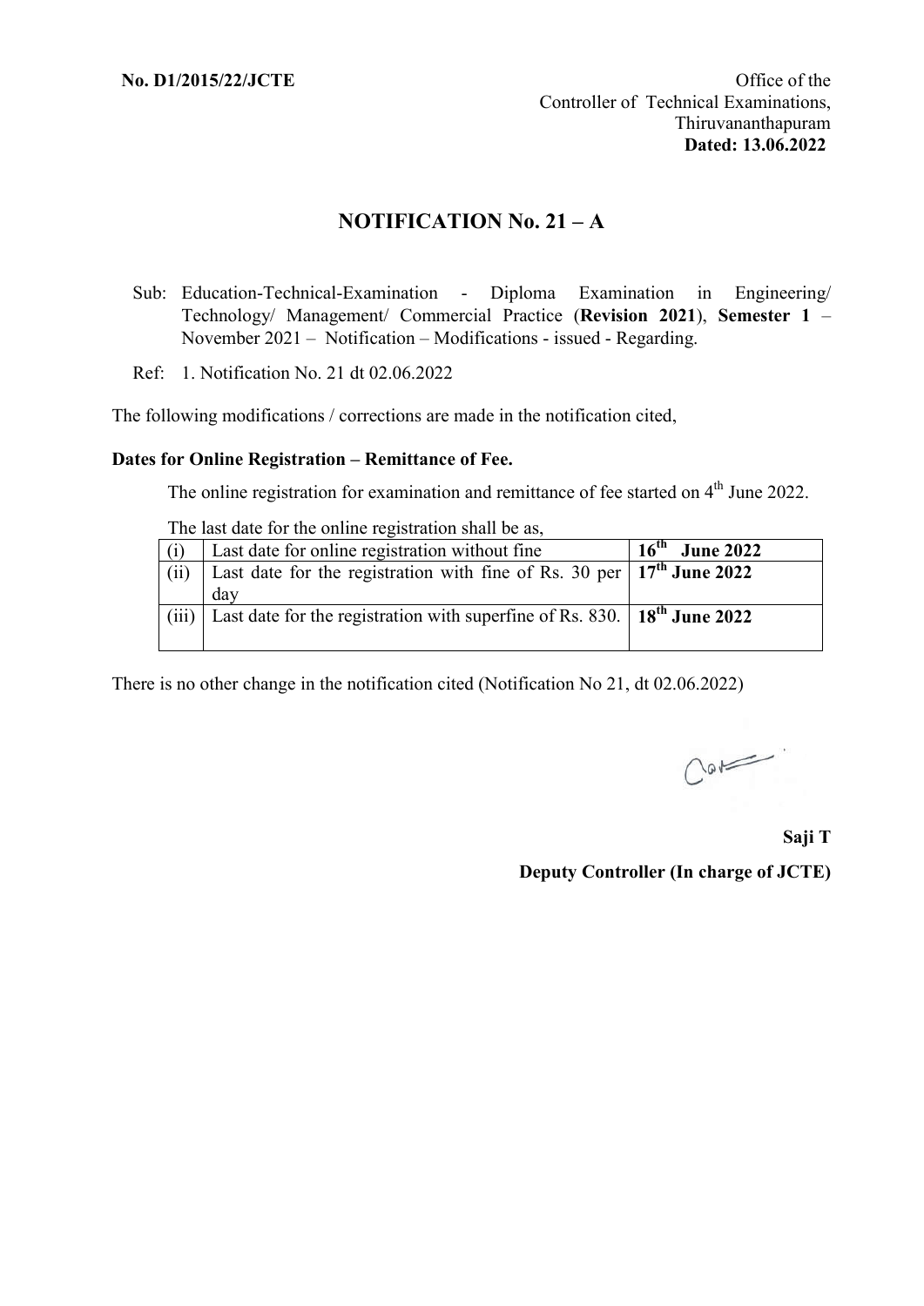**No. D1/2015/22/JCTE**

Office of the
Controller of Technical Examinations,
Thiruvananthapuram
**Dated: 13.06.2022**

## NOTIFICATION No. 21 – A

Sub: Education-Technical-Examination - Diploma Examination in Engineering/ Technology/ Management/ Commercial Practice (**Revision 2021**), **Semester 1** – November 2021 – Notification – Modifications - issued - Regarding.

Ref: 1. Notification No. 21 dt 02.06.2022

The following modifications / corrections are made in the notification cited,

**Dates for Online Registration – Remittance of Fee.**

The online registration for examination and remittance of fee started on 4th June 2022.

The last date for the online registration shall be as,

| | | |
|---|---|---|
| (i) | Last date for online registration without fine | **16th June 2022** |
| (ii) | Last date for the registration with fine of Rs. 30 per day | **17th June 2022** |
| (iii) | Last date for the registration with superfine of Rs. 830. | **18th June 2022** |

There is no other change in the notification cited (Notification No 21, dt 02.06.2022)

**Saji T**

**Deputy Controller (In charge of JCTE)**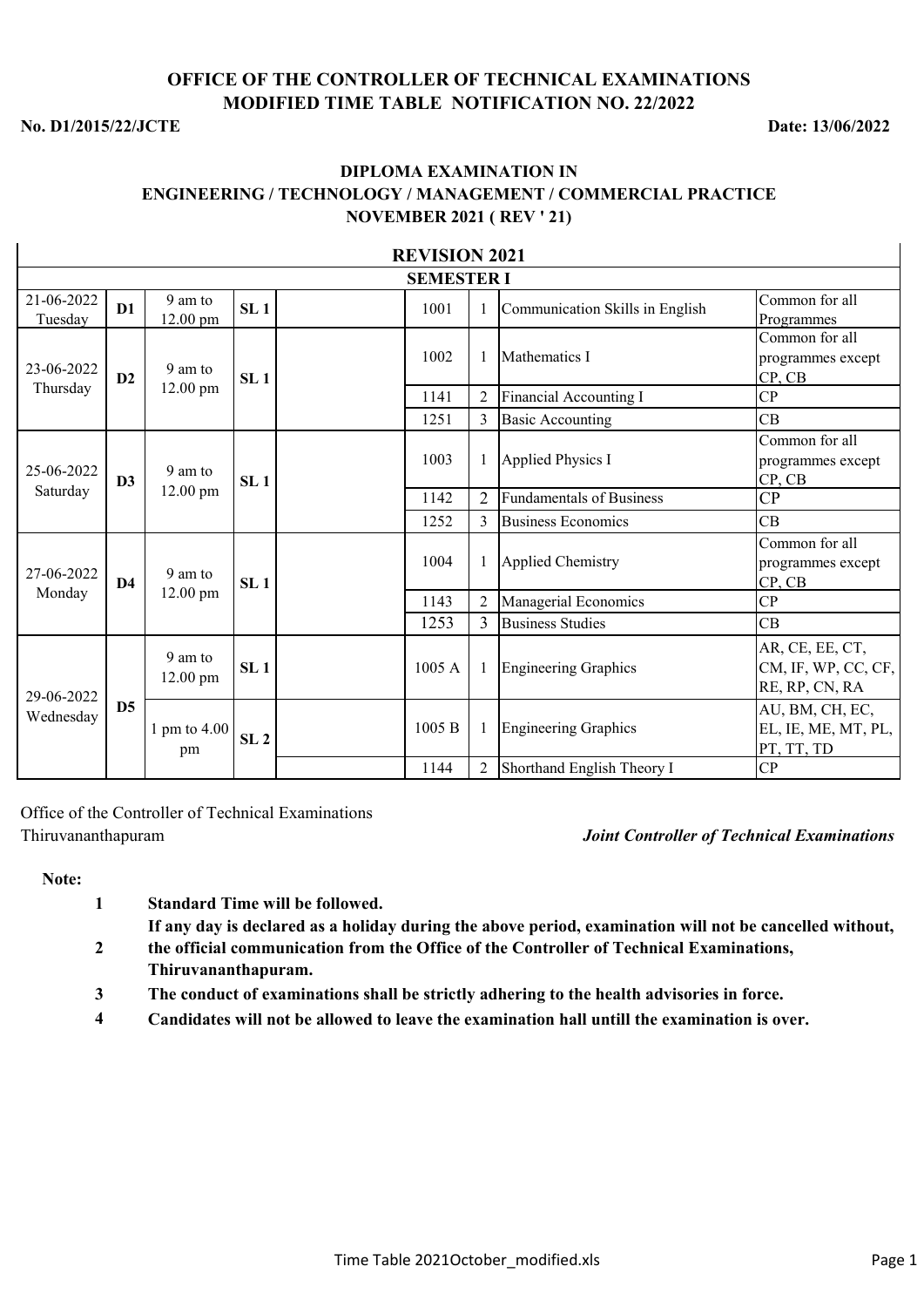**OFFICE OF THE CONTROLLER OF TECHNICAL EXAMINATIONS**
**MODIFIED TIME TABLE NOTIFICATION NO. 22/2022**

**No. D1/2015/22/JCTE** **Date: 13/06/2022**

**DIPLOMA EXAMINATION IN**
**ENGINEERING / TECHNOLOGY / MANAGEMENT / COMMERCIAL PRACTICE**
**NOVEMBER 2021 ( REV ' 21)**

**REVISION 2021**

**SEMESTER I**

| | | | | | | | | |
|---|---|---|---|---|---|---|---|---|
| 21-06-2022 Tuesday | **D1** | 9 am to 12.00 pm | **SL 1** | | 1001 | 1 | Communication Skills in English | Common for all Programmes |
| 23-06-2022 Thursday | **D2** | 9 am to 12.00 pm | **SL 1** | | 1002 | 1 | Mathematics I | Common for all programmes except CP, CB |
| | | | | | 1141 | 2 | Financial Accounting I | CP |
| | | | | | 1251 | 3 | Basic Accounting | CB |
| 25-06-2022 Saturday | **D3** | 9 am to 12.00 pm | **SL 1** | | 1003 | 1 | Applied Physics I | Common for all programmes except CP, CB |
| | | | | | 1142 | 2 | Fundamentals of Business | CP |
| | | | | | 1252 | 3 | Business Economics | CB |
| 27-06-2022 Monday | **D4** | 9 am to 12.00 pm | **SL 1** | | 1004 | 1 | Applied Chemistry | Common for all programmes except CP, CB |
| | | | | | 1143 | 2 | Managerial Economics | CP |
| | | | | | 1253 | 3 | Business Studies | CB |
| 29-06-2022 Wednesday | **D5** | 9 am to 12.00 pm | **SL 1** | | 1005 A | 1 | Engineering Graphics | AR, CE, EE, CT, CM, IF, WP, CC, CF, RE, RP, CN, RA |
| | | 1 pm to 4.00 pm | **SL 2** | | 1005 B | 1 | Engineering Graphics | AU, BM, CH, EC, EL, IE, ME, MT, PL, PT, TT, TD |
| | | | | | 1144 | 2 | Shorthand English Theory I | CP |

Office of the Controller of Technical Examinations
Thiruvananthapuram

***Joint Controller of Technical Examinations***

**Note:**

1. **Standard Time will be followed.**
2. **If any day is declared as a holiday during the above period, examination will not be cancelled without, the official communication from the Office of the Controller of Technical Examinations, Thiruvananthapuram.**
3. **The conduct of examinations shall be strictly adhering to the health advisories in force.**
4. **Candidates will not be allowed to leave the examination hall untill the examination is over.**